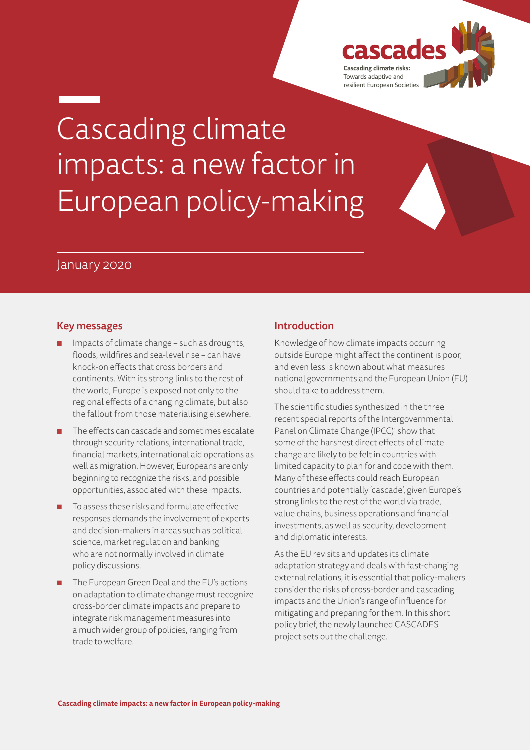cascades

Cascading climate risks: Towards adaptive and resilient European Societies

# Cascading climate impacts: a new factor in European policy-making

January 2020

## Key messages

- Impacts of climate change – such as droughts, floods, wildfires and sea-level rise – can have knock-on effects that cross borders and continents. With its strong links to the rest of the world, Europe is exposed not only to the regional effects of a changing climate, but also the fallout from those materialising elsewhere.
- The effects can cascade and sometimes escalate through security relations, international trade, financial markets, international aid operations as well as migration. However, Europeans are only beginning to recognize the risks, and possible opportunities, associated with these impacts.
- To assess these risks and formulate effective responses demands the involvement of experts and decision-makers in areas such as political science, market regulation and banking who are not normally involved in climate policy discussions.
- The European Green Deal and the EU's actions on adaptation to climate change must recognize cross-border climate impacts and prepare to integrate risk management measures into a much wider group of policies, ranging from trade to welfare.

## Introduction

Knowledge of how climate impacts occurring outside Europe might affect the continent is poor, and even less is known about what measures national governments and the European Union (EU) should take to address them.

The scientific studies synthesized in the three recent special reports of the Intergovernmental Panel on Climate Change (IPCC)[1] show that some of the harshest direct effects of climate change are likely to be felt in countries with limited capacity to plan for and cope with them. Many of these effects could reach European countries and potentially 'cascade', given Europe's strong links to the rest of the world via trade, value chains, business operations and financial investments, as well as security, development and diplomatic interests.

As the EU revisits and updates its climate adaptation strategy and deals with fast-changing external relations, it is essential that policy-makers consider the risks of cross-border and cascading impacts and the Union's range of influence for mitigating and preparing for them. In this short policy brief, the newly launched CASCADES project sets out the challenge.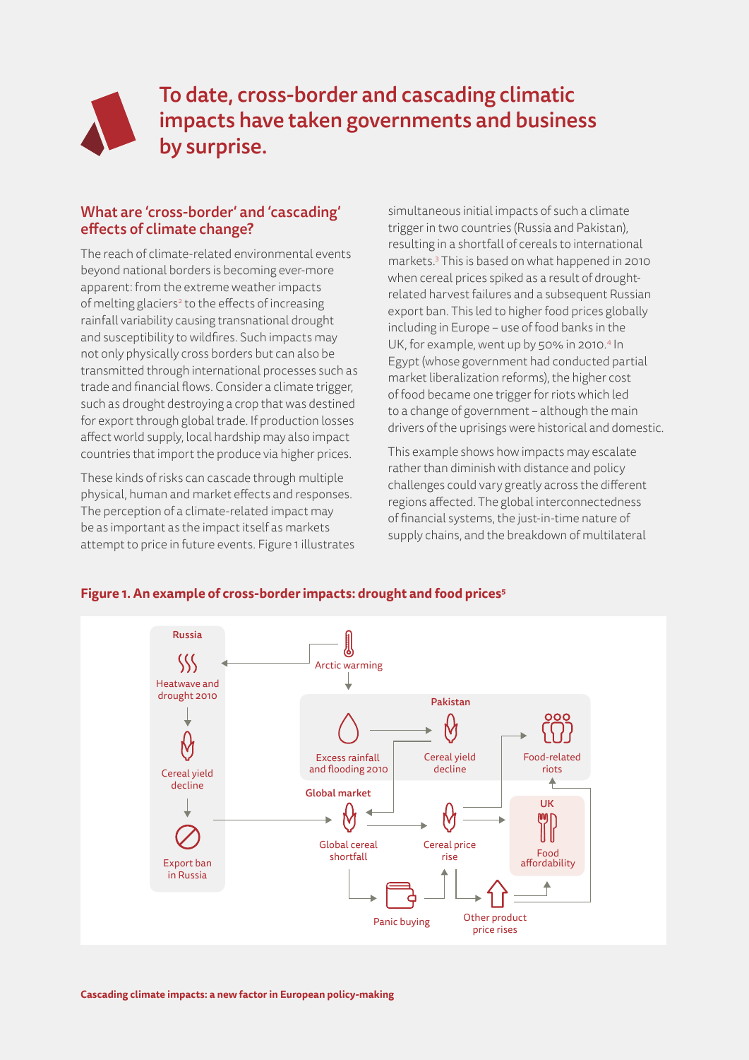# To date, cross-border and cascading climatic impacts have taken governments and business by surprise.

## What are 'cross-border' and 'cascading' effects of climate change?

The reach of climate-related environmental events beyond national borders is becoming ever-more apparent: from the extreme weather impacts of melting glaciers[2] to the effects of increasing rainfall variability causing transnational drought and susceptibility to wildfires. Such impacts may not only physically cross borders but can also be transmitted through international processes such as trade and financial flows. Consider a climate trigger, such as drought destroying a crop that was destined for export through global trade. If production losses affect world supply, local hardship may also impact countries that import the produce via higher prices.

These kinds of risks can cascade through multiple physical, human and market effects and responses. The perception of a climate-related impact may be as important as the impact itself as markets attempt to price in future events. Figure 1 illustrates simultaneous initial impacts of such a climate trigger in two countries (Russia and Pakistan), resulting in a shortfall of cereals to international markets.[3] This is based on what happened in 2010 when cereal prices spiked as a result of drought-related harvest failures and a subsequent Russian export ban. This led to higher food prices globally including in Europe – use of food banks in the UK, for example, went up by 50% in 2010.[4] In Egypt (whose government had conducted partial market liberalization reforms), the higher cost of food became one trigger for riots which led to a change of government – although the main drivers of the uprisings were historical and domestic.

This example shows how impacts may escalate rather than diminish with distance and policy challenges could vary greatly across the different regions affected. The global interconnectedness of financial systems, the just-in-time nature of supply chains, and the breakdown of multilateral

**Figure 1. An example of cross-border impacts: drought and food prices[5]**

Arctic warming

Russia: Heatwave and drought 2010 → Cereal yield decline → Export ban in Russia

Pakistan: Excess rainfall and flooding 2010 → Cereal yield decline; Food-related riots

Global market: Global cereal shortfall → Cereal price rise; Panic buying; Other product price rises

UK: Food affordability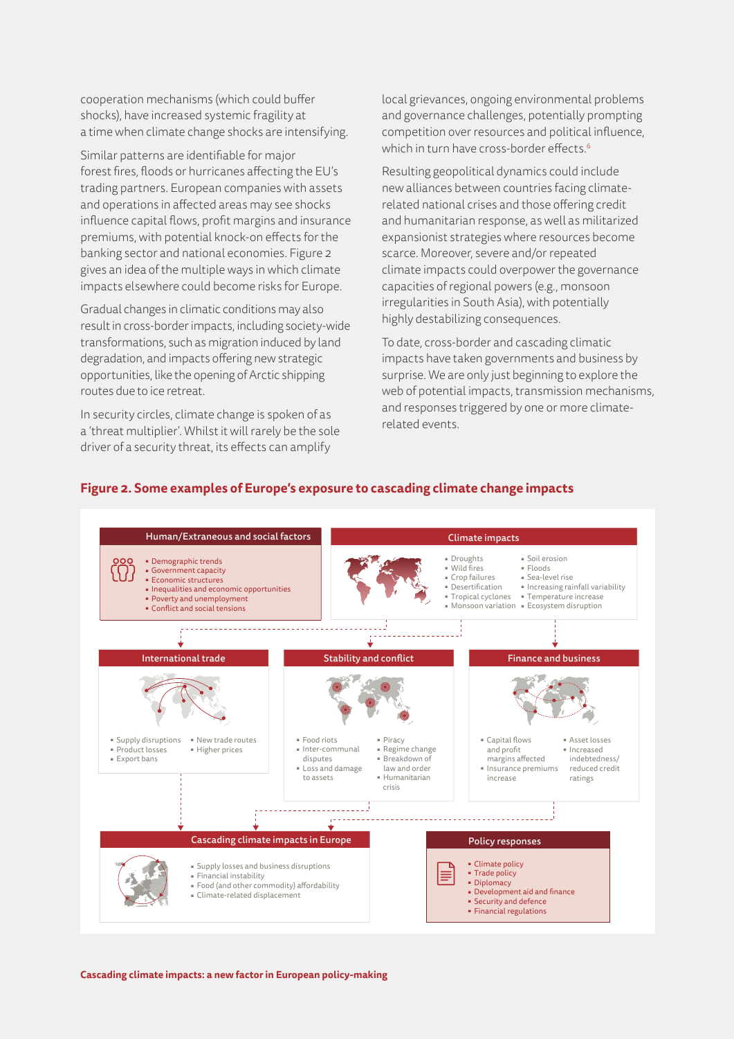cooperation mechanisms (which could buffer shocks), have increased systemic fragility at a time when climate change shocks are intensifying.

Similar patterns are identifiable for major forest fires, floods or hurricanes affecting the EU's trading partners. European companies with assets and operations in affected areas may see shocks influence capital flows, profit margins and insurance premiums, with potential knock-on effects for the banking sector and national economies. Figure 2 gives an idea of the multiple ways in which climate impacts elsewhere could become risks for Europe.

Gradual changes in climatic conditions may also result in cross-border impacts, including society-wide transformations, such as migration induced by land degradation, and impacts offering new strategic opportunities, like the opening of Arctic shipping routes due to ice retreat.

In security circles, climate change is spoken of as a 'threat multiplier'. Whilst it will rarely be the sole driver of a security threat, its effects can amplify local grievances, ongoing environmental problems and governance challenges, potentially prompting competition over resources and political influence, which in turn have cross-border effects.[6]

Resulting geopolitical dynamics could include new alliances between countries facing climate-related national crises and those offering credit and humanitarian response, as well as militarized expansionist strategies where resources become scarce. Moreover, severe and/or repeated climate impacts could overpower the governance capacities of regional powers (e.g., monsoon irregularities in South Asia), with potentially highly destabilizing consequences.

To date, cross-border and cascading climatic impacts have taken governments and business by surprise. We are only just beginning to explore the web of potential impacts, transmission mechanisms, and responses triggered by one or more climate-related events.

**Figure 2. Some examples of Europe's exposure to cascading climate change impacts**

**Human/Extraneous and social factors**
- Demographic trends
- Government capacity
- Economic structures
- Inequalities and economic opportunities
- Poverty and unemployment
- Conflict and social tensions

**Climate impacts**
- Droughts
- Wild fires
- Crop failures
- Desertification
- Tropical cyclones
- Monsoon variation
- Soil erosion
- Floods
- Sea-level rise
- Increasing rainfall variability
- Temperature increase
- Ecosystem disruption

**International trade**
- Supply disruptions
- Product losses
- Export bans
- New trade routes
- Higher prices

**Stability and conflict**
- Food riots
- Inter-communal disputes
- Loss and damage to assets
- Piracy
- Regime change
- Breakdown of law and order
- Humanitarian crisis

**Finance and business**
- Capital flows and profit margins affected
- Insurance premiums increase
- Asset losses
- Increased indebtedness/ reduced credit ratings

**Cascading climate impacts in Europe**
- Supply losses and business disruptions
- Financial instability
- Food (and other commodity) affordability
- Climate-related displacement

**Policy responses**
- Climate policy
- Trade policy
- Diplomacy
- Development aid and finance
- Security and defence
- Financial regulations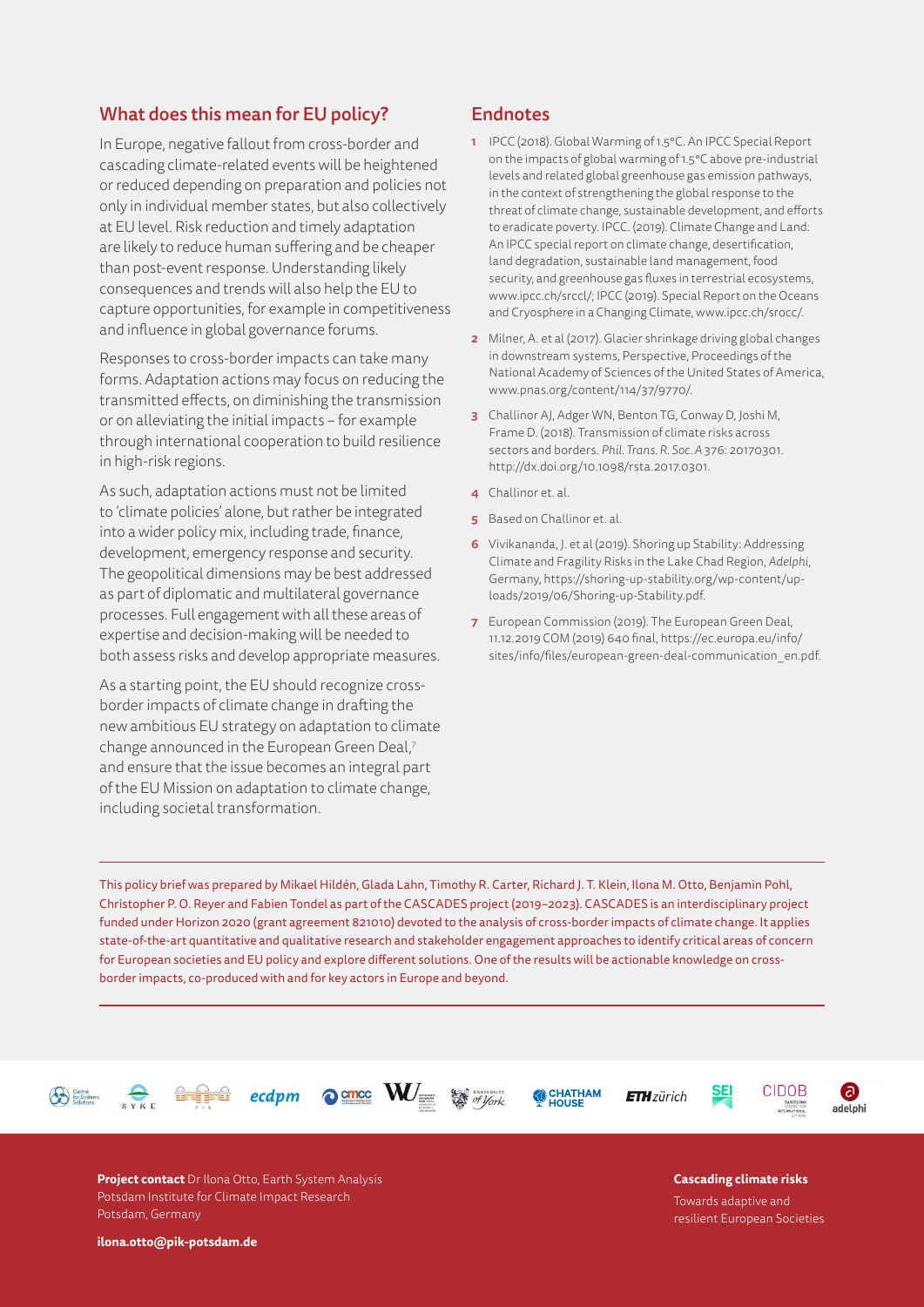## What does this mean for EU policy?

In Europe, negative fallout from cross-border and cascading climate-related events will be heightened or reduced depending on preparation and policies not only in individual member states, but also collectively at EU level. Risk reduction and timely adaptation are likely to reduce human suffering and be cheaper than post-event response. Understanding likely consequences and trends will also help the EU to capture opportunities, for example in competitiveness and influence in global governance forums.

Responses to cross-border impacts can take many forms. Adaptation actions may focus on reducing the transmitted effects, on diminishing the transmission or on alleviating the initial impacts – for example through international cooperation to build resilience in high-risk regions.

As such, adaptation actions must not be limited to 'climate policies' alone, but rather be integrated into a wider policy mix, including trade, finance, development, emergency response and security. The geopolitical dimensions may be best addressed as part of diplomatic and multilateral governance processes. Full engagement with all these areas of expertise and decision-making will be needed to both assess risks and develop appropriate measures.

As a starting point, the EU should recognize cross-border impacts of climate change in drafting the new ambitious EU strategy on adaptation to climate change announced in the European Green Deal,[7] and ensure that the issue becomes an integral part of the EU Mission on adaptation to climate change, including societal transformation.

## Endnotes

1. IPCC (2018). Global Warming of 1.5°C. An IPCC Special Report on the impacts of global warming of 1.5°C above pre-industrial levels and related global greenhouse gas emission pathways, in the context of strengthening the global response to the threat of climate change, sustainable development, and efforts to eradicate poverty. IPCC. (2019). Climate Change and Land: An IPCC special report on climate change, desertification, land degradation, sustainable land management, food security, and greenhouse gas fluxes in terrestrial ecosystems, www.ipcc.ch/srccl/; IPCC (2019). Special Report on the Oceans and Cryosphere in a Changing Climate, www.ipcc.ch/srocc/.
2. Milner, A. et al (2017). Glacier shrinkage driving global changes in downstream systems, Perspective, Proceedings of the National Academy of Sciences of the United States of America, www.pnas.org/content/114/37/9770/.
3. Challinor AJ, Adger WN, Benton TG, Conway D, Joshi M, Frame D. (2018). Transmission of climate risks across sectors and borders. *Phil. Trans. R. Soc. A* 376: 20170301. http://dx.doi.org/10.1098/rsta.2017.0301.
4. Challinor et. al.
5. Based on Challinor et. al.
6. Vivikananda, J. et al (2019). Shoring up Stability: Addressing Climate and Fragility Risks in the Lake Chad Region, *Adelphi*, Germany, https://shoring-up-stability.org/wp-content/uploads/2019/06/Shoring-up-Stability.pdf.
7. European Commission (2019). The European Green Deal, 11.12.2019 COM (2019) 640 final, https://ec.europa.eu/info/sites/info/files/european-green-deal-communication_en.pdf.

---

This policy brief was prepared by Mikael Hildén, Glada Lahn, Timothy R. Carter, Richard J. T. Klein, Ilona M. Otto, Benjamin Pohl, Christopher P. O. Reyer and Fabien Tondel as part of the CASCADES project (2019–2023). CASCADES is an interdisciplinary project funded under Horizon 2020 (grant agreement 821010) devoted to the analysis of cross-border impacts of climate change. It applies state-of-the-art quantitative and qualitative research and stakeholder engagement approaches to identify critical areas of concern for European societies and EU policy and explore different solutions. One of the results will be actionable knowledge on cross-border impacts, co-produced with and for key actors in Europe and beyond.

---

**Project contact** Dr Ilona Otto, Earth System Analysis
Potsdam Institute for Climate Impact Research
Potsdam, Germany

**ilona.otto@pik-potsdam.de**

**Cascading climate risks**
Towards adaptive and resilient European Societies